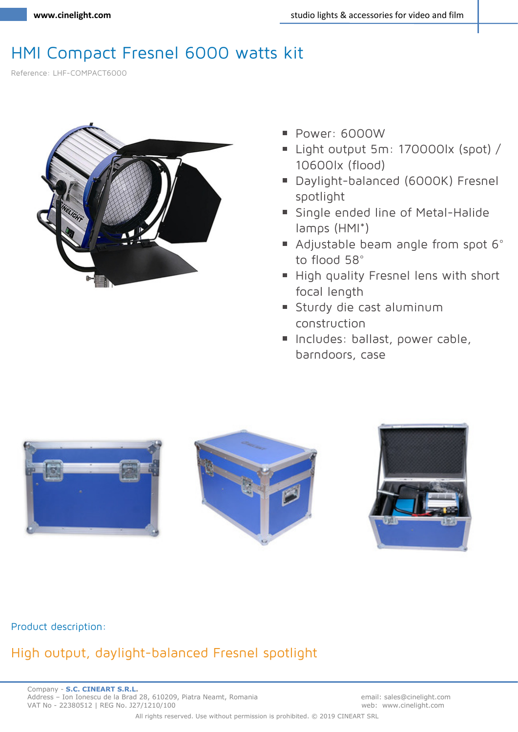# HMI Compact Fresnel 6000 watts kit

Reference: LHF-COMPACT6000

- Power: 6000W
- Light output 5m: 170000lx (spot) / 10600lx (flood)
- Daylight-balanced (6000K) Fresnel spotlight
- Single ended line of Metal-Halide lamps (HMI*)
- Adjustable beam angle from spot 6° to flood 58°
- High quality Fresnel lens with short focal length
- Sturdy die cast aluminum construction
- Includes: ballast, power cable, barndoors, case

Product description:

## High output, daylight-balanced Fresnel spotlight

Company - **S.C. CINEART S.R.L.**
Address – Ion Ionescu de la Brad 28, 610209, Piatra Neamt, Romania
VAT No - 22380512 | REG No. J27/1210/100

email: sales@cinelight.com
web: www.cinelight.com

All rights reserved. Use without permission is prohibited. © 2019 CINEART SRL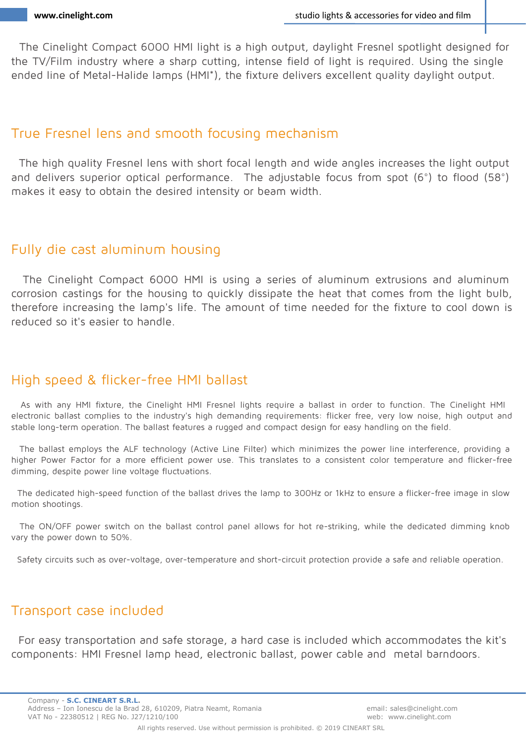The Cinelight Compact 6000 HMI light is a high output, daylight Fresnel spotlight designed for the TV/Film industry where a sharp cutting, intense field of light is required. Using the single ended line of Metal-Halide lamps (HMI*), the fixture delivers excellent quality daylight output.

## True Fresnel lens and smooth focusing mechanism

The high quality Fresnel lens with short focal length and wide angles increases the light output and delivers superior optical performance. The adjustable focus from spot (6°) to flood (58°) makes it easy to obtain the desired intensity or beam width.

## Fully die cast aluminum housing

The Cinelight Compact 6000 HMI is using a series of aluminum extrusions and aluminum corrosion castings for the housing to quickly dissipate the heat that comes from the light bulb, therefore increasing the lamp's life. The amount of time needed for the fixture to cool down is reduced so it's easier to handle.

## High speed & flicker-free HMI ballast

As with any HMI fixture, the Cinelight HMI Fresnel lights require a ballast in order to function. The Cinelight HMI electronic ballast complies to the industry's high demanding requirements: flicker free, very low noise, high output and stable long-term operation. The ballast features a rugged and compact design for easy handling on the field.

The ballast employs the ALF technology (Active Line Filter) which minimizes the power line interference, providing a higher Power Factor for a more efficient power use. This translates to a consistent color temperature and flicker-free dimming, despite power line voltage fluctuations.

The dedicated high-speed function of the ballast drives the lamp to 300Hz or 1kHz to ensure a flicker-free image in slow motion shootings.

The ON/OFF power switch on the ballast control panel allows for hot re-striking, while the dedicated dimming knob vary the power down to 50%.

Safety circuits such as over-voltage, over-temperature and short-circuit protection provide a safe and reliable operation.

## Transport case included

For easy transportation and safe storage, a hard case is included which accommodates the kit's components: HMI Fresnel lamp head, electronic ballast, power cable and metal barndoors.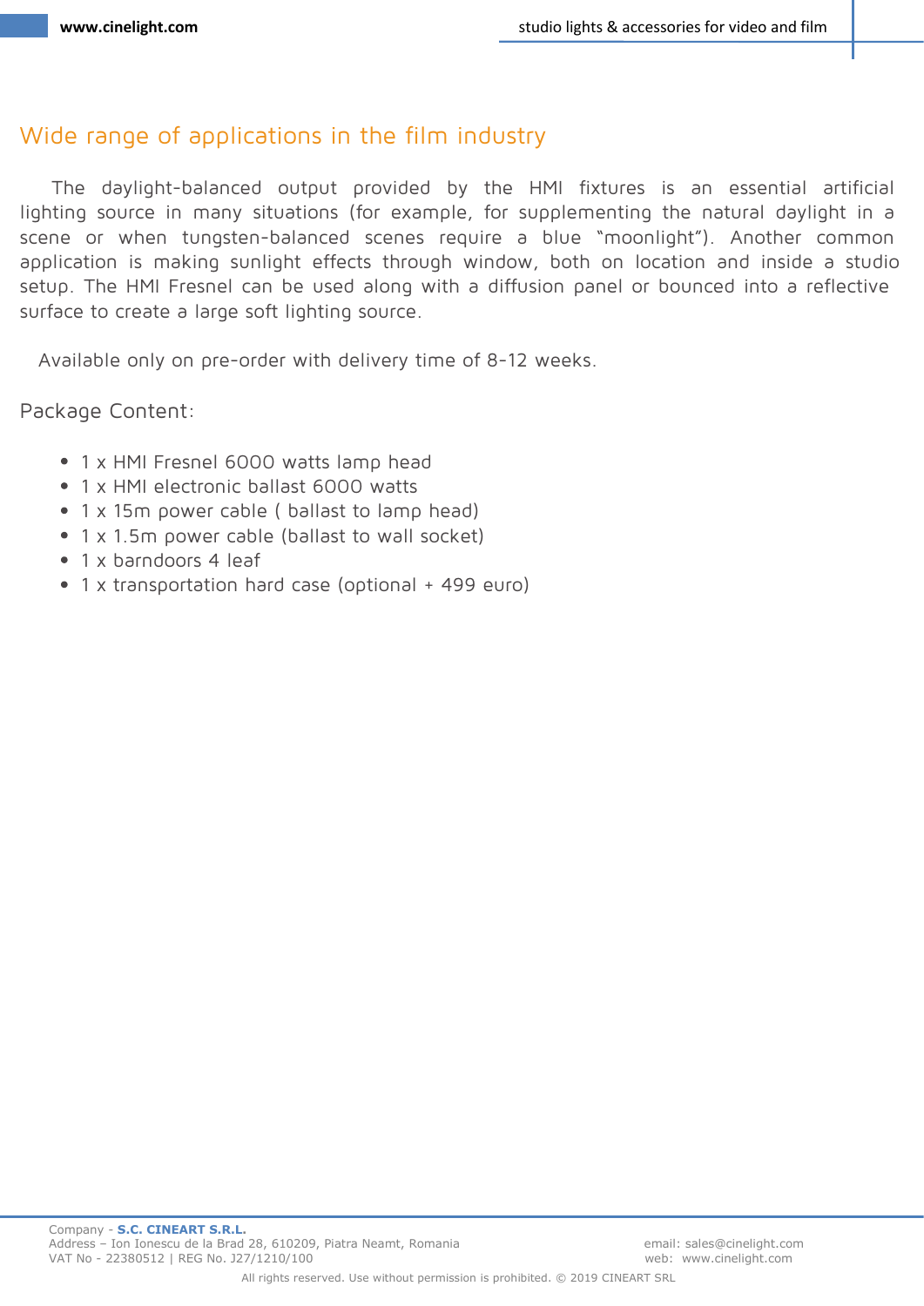## Wide range of applications in the film industry

The daylight-balanced output provided by the HMI fixtures is an essential artificial lighting source in many situations (for example, for supplementing the natural daylight in a scene or when tungsten-balanced scenes require a blue “moonlight”). Another common application is making sunlight effects through window, both on location and inside a studio setup. The HMI Fresnel can be used along with a diffusion panel or bounced into a reflective surface to create a large soft lighting source.

Available only on pre-order with delivery time of 8-12 weeks.

Package Content:

- 1 x HMI Fresnel 6000 watts lamp head
- 1 x HMI electronic ballast 6000 watts
- 1 x 15m power cable ( ballast to lamp head)
- 1 x 1.5m power cable (ballast to wall socket)
- 1 x barndoors 4 leaf
- 1 x transportation hard case (optional + 499 euro)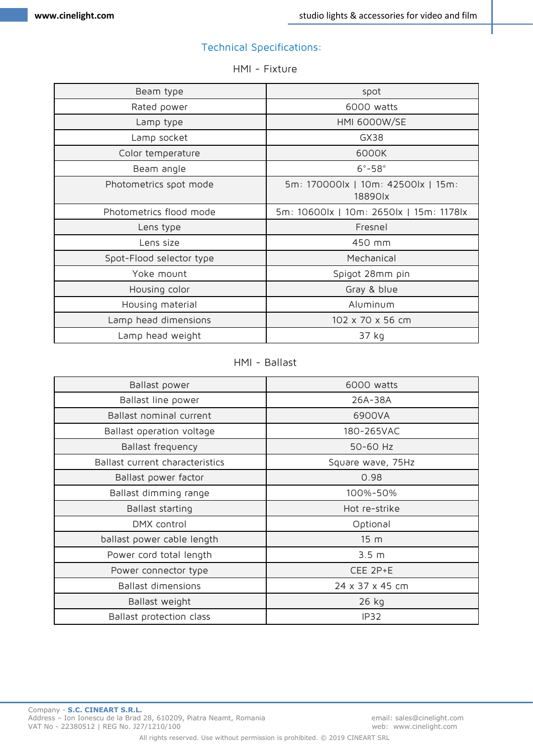## Technical Specifications:

### HMI - Fixture

| | |
|---|---|
| Beam type | spot |
| Rated power | 6000 watts |
| Lamp type | HMI 6000W/SE |
| Lamp socket | GX38 |
| Color temperature | 6000K |
| Beam angle | 6°-58° |
| Photometrics spot mode | 5m: 170000lx \| 10m: 42500lx \| 15m: 18890lx |
| Photometrics flood mode | 5m: 10600lx \| 10m: 2650lx \| 15m: 1178lx |
| Lens type | Fresnel |
| Lens size | 450 mm |
| Spot-Flood selector type | Mechanical |
| Yoke mount | Spigot 28mm pin |
| Housing color | Gray & blue |
| Housing material | Aluminum |
| Lamp head dimensions | 102 x 70 x 56 cm |
| Lamp head weight | 37 kg |

### HMI - Ballast

| | |
|---|---|
| Ballast power | 6000 watts |
| Ballast line power | 26A-38A |
| Ballast nominal current | 6900VA |
| Ballast operation voltage | 180-265VAC |
| Ballast frequency | 50-60 Hz |
| Ballast current characteristics | Square wave, 75Hz |
| Ballast power factor | 0.98 |
| Ballast dimming range | 100%-50% |
| Ballast starting | Hot re-strike |
| DMX control | Optional |
| ballast power cable length | 15 m |
| Power cord total length | 3.5 m |
| Power connector type | CEE 2P+E |
| Ballast dimensions | 24 x 37 x 45 cm |
| Ballast weight | 26 kg |
| Ballast protection class | IP32 |